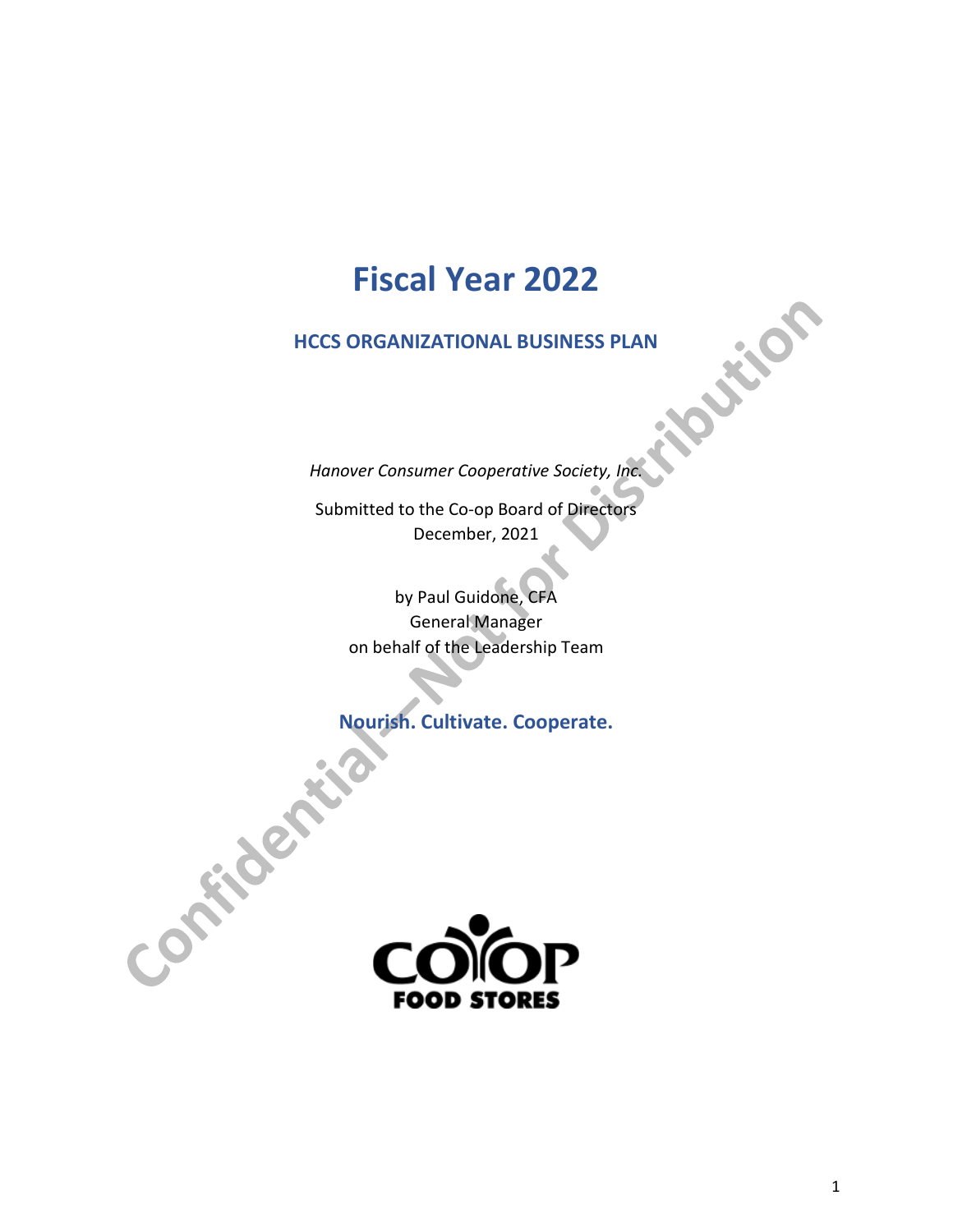# Fiscal Year 2022

## HCCS ORGANIZATIONAL BUSINESS PLAN

*Hanover Consumer Cooperative Society, Inc.*

Submitted to the Co-op Board of Directors
December, 2021

by Paul Guidone, CFA
General Manager
on behalf of the Leadership Team

**Nourish. Cultivate. Cooperate.**

Confidential—Not for Distribution

CO-OP FOOD STORES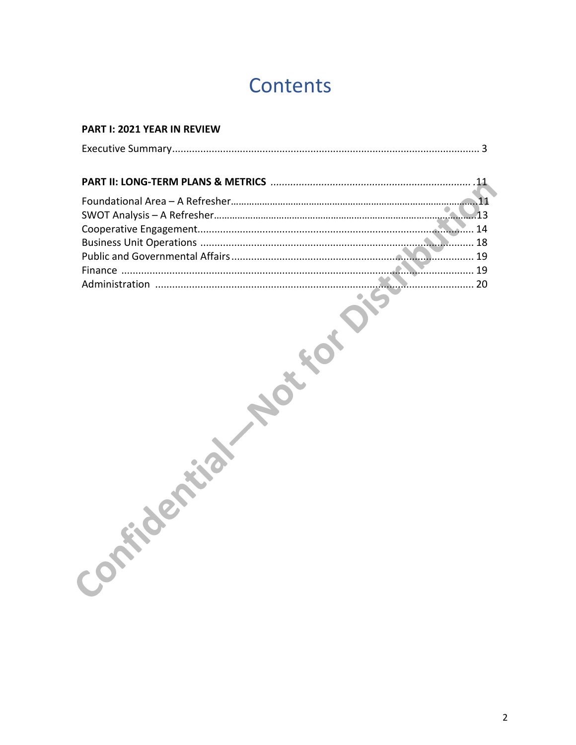# Contents

**PART I: 2021 YEAR IN REVIEW**

Executive Summary ........................................................................................................ 3

**PART II: LONG-TERM PLANS & METRICS** ...................................................................... 11

Foundational Area – A Refresher ...................................................................................... 11
SWOT Analysis – A Refresher ........................................................................................... 13
Cooperative Engagement .................................................................................................. 14
Business Unit Operations .................................................................................................. 18
Public and Governmental Affairs ...................................................................................... 19
Finance .............................................................................................................................. 19
Administration ................................................................................................................... 20

Confidential—Not for Distribution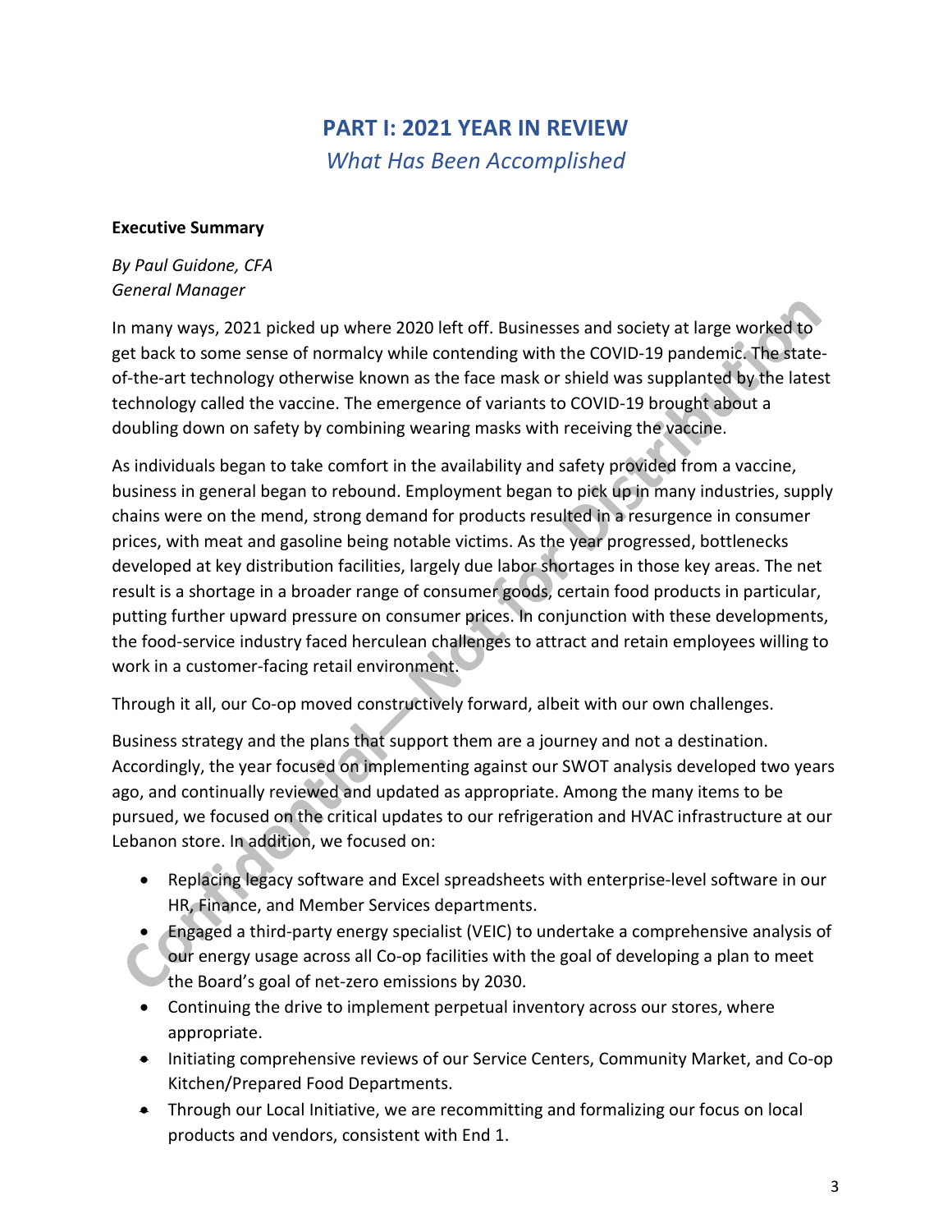# PART I: 2021 YEAR IN REVIEW

*What Has Been Accomplished*

**Executive Summary**

*By Paul Guidone, CFA*
*General Manager*

In many ways, 2021 picked up where 2020 left off. Businesses and society at large worked to get back to some sense of normalcy while contending with the COVID-19 pandemic. The state-of-the-art technology otherwise known as the face mask or shield was supplanted by the latest technology called the vaccine. The emergence of variants to COVID-19 brought about a doubling down on safety by combining wearing masks with receiving the vaccine.

As individuals began to take comfort in the availability and safety provided from a vaccine, business in general began to rebound. Employment began to pick up in many industries, supply chains were on the mend, strong demand for products resulted in a resurgence in consumer prices, with meat and gasoline being notable victims. As the year progressed, bottlenecks developed at key distribution facilities, largely due labor shortages in those key areas. The net result is a shortage in a broader range of consumer goods, certain food products in particular, putting further upward pressure on consumer prices. In conjunction with these developments, the food-service industry faced herculean challenges to attract and retain employees willing to work in a customer-facing retail environment.

Through it all, our Co-op moved constructively forward, albeit with our own challenges.

Business strategy and the plans that support them are a journey and not a destination. Accordingly, the year focused on implementing against our SWOT analysis developed two years ago, and continually reviewed and updated as appropriate. Among the many items to be pursued, we focused on the critical updates to our refrigeration and HVAC infrastructure at our Lebanon store. In addition, we focused on:

- Replacing legacy software and Excel spreadsheets with enterprise-level software in our HR, Finance, and Member Services departments.
- Engaged a third-party energy specialist (VEIC) to undertake a comprehensive analysis of our energy usage across all Co-op facilities with the goal of developing a plan to meet the Board's goal of net-zero emissions by 2030.
- Continuing the drive to implement perpetual inventory across our stores, where appropriate.
- Initiating comprehensive reviews of our Service Centers, Community Market, and Co-op Kitchen/Prepared Food Departments.
- Through our Local Initiative, we are recommitting and formalizing our focus on local products and vendors, consistent with End 1.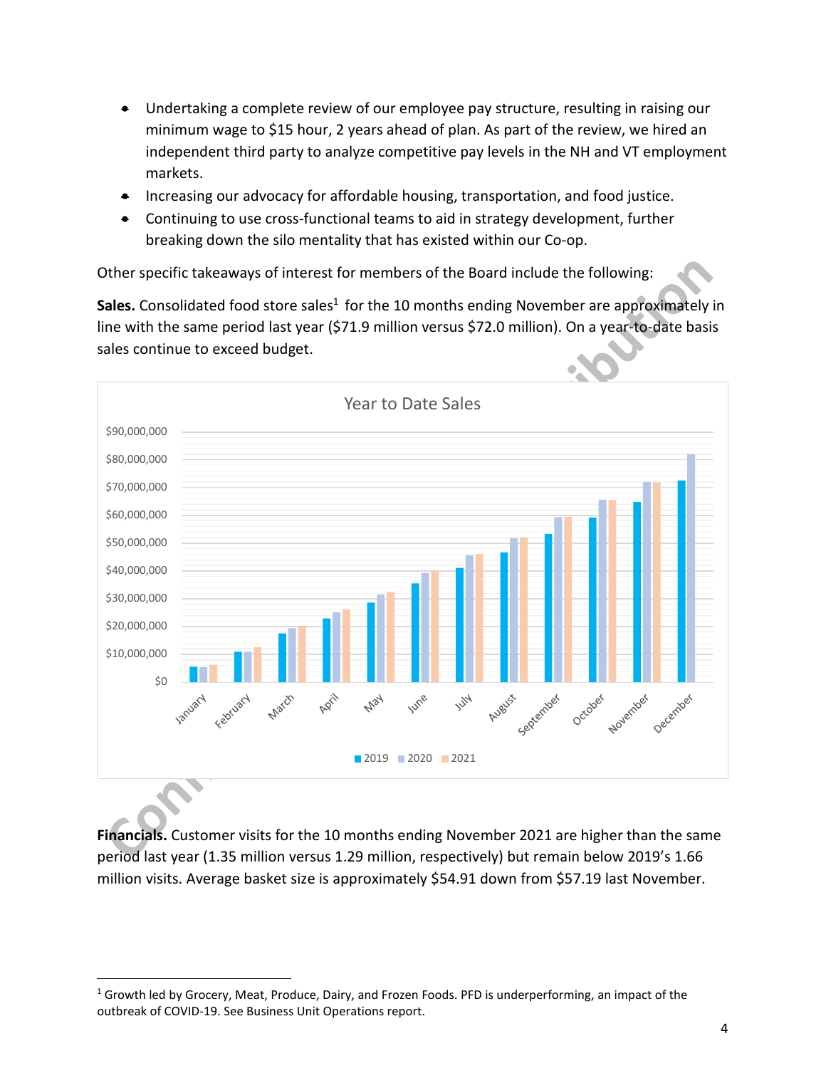- Undertaking a complete review of our employee pay structure, resulting in raising our minimum wage to $15 hour, 2 years ahead of plan. As part of the review, we hired an independent third party to analyze competitive pay levels in the NH and VT employment markets.
- Increasing our advocacy for affordable housing, transportation, and food justice.
- Continuing to use cross-functional teams to aid in strategy development, further breaking down the silo mentality that has existed within our Co-op.

Other specific takeaways of interest for members of the Board include the following:

**Sales.** Consolidated food store sales[1] for the 10 months ending November are approximately in line with the same period last year ($71.9 million versus $72.0 million). On a year-to-date basis sales continue to exceed budget.

**Financials.** Customer visits for the 10 months ending November 2021 are higher than the same period last year (1.35 million versus 1.29 million, respectively) but remain below 2019's 1.66 million visits. Average basket size is approximately $54.91 down from $57.19 last November.

[1] Growth led by Grocery, Meat, Produce, Dairy, and Frozen Foods. PFD is underperforming, an impact of the outbreak of COVID-19. See Business Unit Operations report.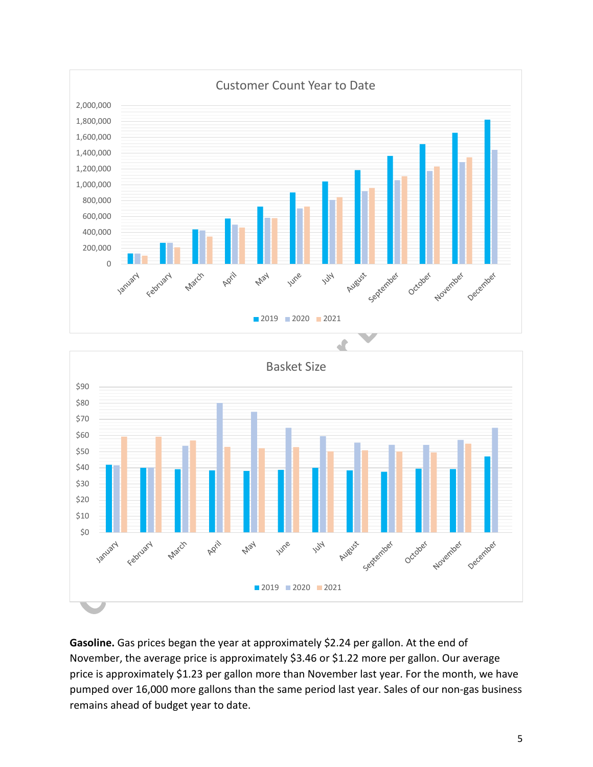**Customer Count Year to Date**

**Basket Size**

**Gasoline.** Gas prices began the year at approximately $2.24 per gallon. At the end of November, the average price is approximately $3.46 or $1.22 more per gallon. Our average price is approximately $1.23 per gallon more than November last year. For the month, we have pumped over 16,000 more gallons than the same period last year. Sales of our non-gas business remains ahead of budget year to date.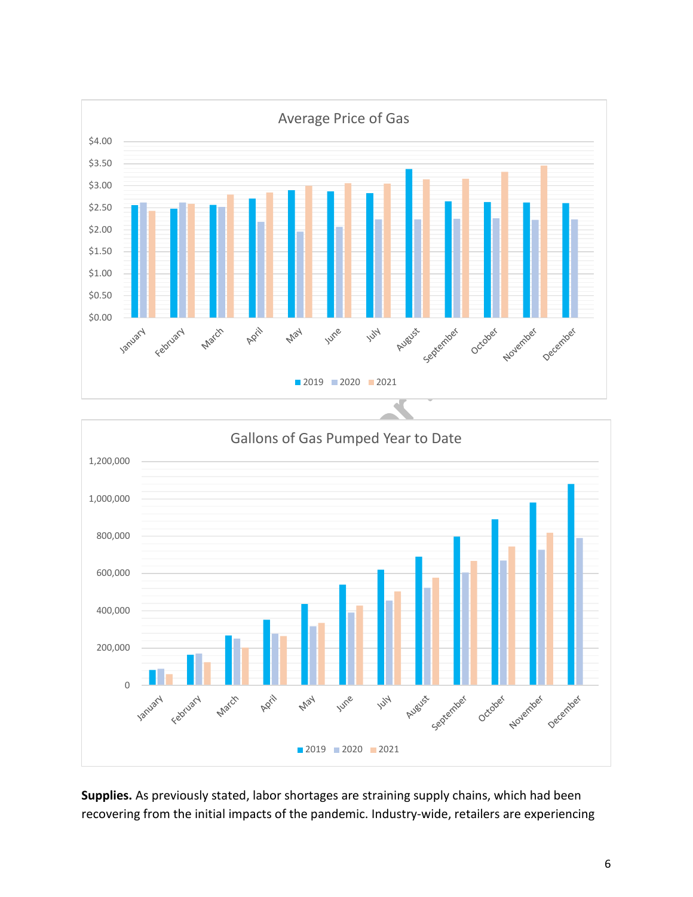Average Price of Gas

Gallons of Gas Pumped Year to Date

**Supplies.** As previously stated, labor shortages are straining supply chains, which had been recovering from the initial impacts of the pandemic. Industry-wide, retailers are experiencing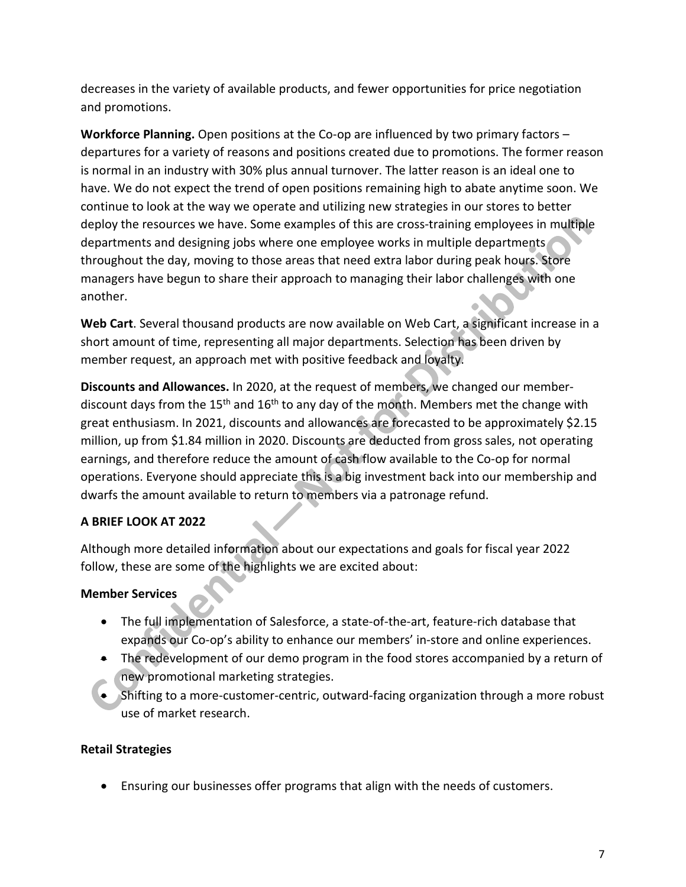decreases in the variety of available products, and fewer opportunities for price negotiation and promotions.

**Workforce Planning.** Open positions at the Co-op are influenced by two primary factors – departures for a variety of reasons and positions created due to promotions. The former reason is normal in an industry with 30% plus annual turnover. The latter reason is an ideal one to have. We do not expect the trend of open positions remaining high to abate anytime soon. We continue to look at the way we operate and utilizing new strategies in our stores to better deploy the resources we have. Some examples of this are cross-training employees in multiple departments and designing jobs where one employee works in multiple departments throughout the day, moving to those areas that need extra labor during peak hours. Store managers have begun to share their approach to managing their labor challenges with one another.

**Web Cart**. Several thousand products are now available on Web Cart, a significant increase in a short amount of time, representing all major departments. Selection has been driven by member request, an approach met with positive feedback and loyalty.

**Discounts and Allowances.** In 2020, at the request of members, we changed our member-discount days from the 15th and 16th to any day of the month. Members met the change with great enthusiasm. In 2021, discounts and allowances are forecasted to be approximately $2.15 million, up from $1.84 million in 2020. Discounts are deducted from gross sales, not operating earnings, and therefore reduce the amount of cash flow available to the Co-op for normal operations. Everyone should appreciate this is a big investment back into our membership and dwarfs the amount available to return to members via a patronage refund.

## A BRIEF LOOK AT 2022

Although more detailed information about our expectations and goals for fiscal year 2022 follow, these are some of the highlights we are excited about:

### Member Services

- The full implementation of Salesforce, a state-of-the-art, feature-rich database that expands our Co-op's ability to enhance our members' in-store and online experiences.
- The redevelopment of our demo program in the food stores accompanied by a return of new promotional marketing strategies.
- Shifting to a more-customer-centric, outward-facing organization through a more robust use of market research.

### Retail Strategies

- Ensuring our businesses offer programs that align with the needs of customers.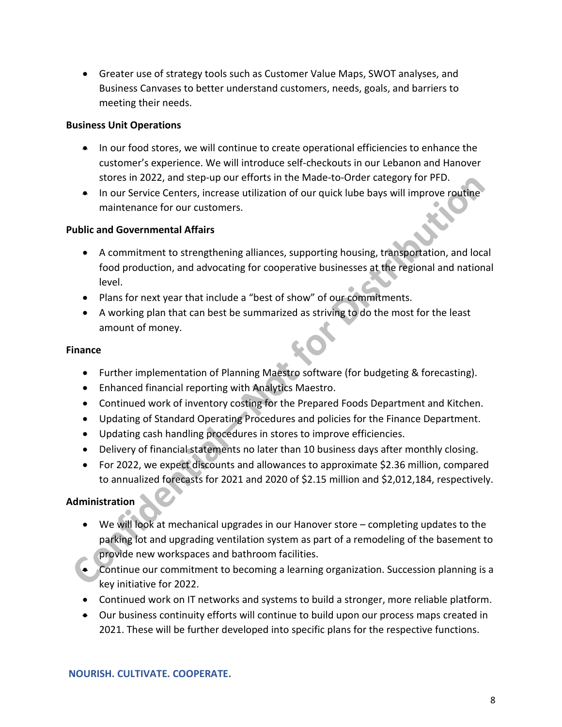- Greater use of strategy tools such as Customer Value Maps, SWOT analyses, and Business Canvases to better understand customers, needs, goals, and barriers to meeting their needs.

**Business Unit Operations**

- In our food stores, we will continue to create operational efficiencies to enhance the customer's experience. We will introduce self-checkouts in our Lebanon and Hanover stores in 2022, and step-up our efforts in the Made-to-Order category for PFD.
- In our Service Centers, increase utilization of our quick lube bays will improve routine maintenance for our customers.

**Public and Governmental Affairs**

- A commitment to strengthening alliances, supporting housing, transportation, and local food production, and advocating for cooperative businesses at the regional and national level.
- Plans for next year that include a "best of show" of our commitments.
- A working plan that can best be summarized as striving to do the most for the least amount of money.

**Finance**

- Further implementation of Planning Maestro software (for budgeting & forecasting).
- Enhanced financial reporting with Analytics Maestro.
- Continued work of inventory costing for the Prepared Foods Department and Kitchen.
- Updating of Standard Operating Procedures and policies for the Finance Department.
- Updating cash handling procedures in stores to improve efficiencies.
- Delivery of financial statements no later than 10 business days after monthly closing.
- For 2022, we expect discounts and allowances to approximate $2.36 million, compared to annualized forecasts for 2021 and 2020 of $2.15 million and $2,012,184, respectively.

**Administration**

- We will look at mechanical upgrades in our Hanover store – completing updates to the parking lot and upgrading ventilation system as part of a remodeling of the basement to provide new workspaces and bathroom facilities.
- Continue our commitment to becoming a learning organization. Succession planning is a key initiative for 2022.
- Continued work on IT networks and systems to build a stronger, more reliable platform.
- Our business continuity efforts will continue to build upon our process maps created in 2021. These will be further developed into specific plans for the respective functions.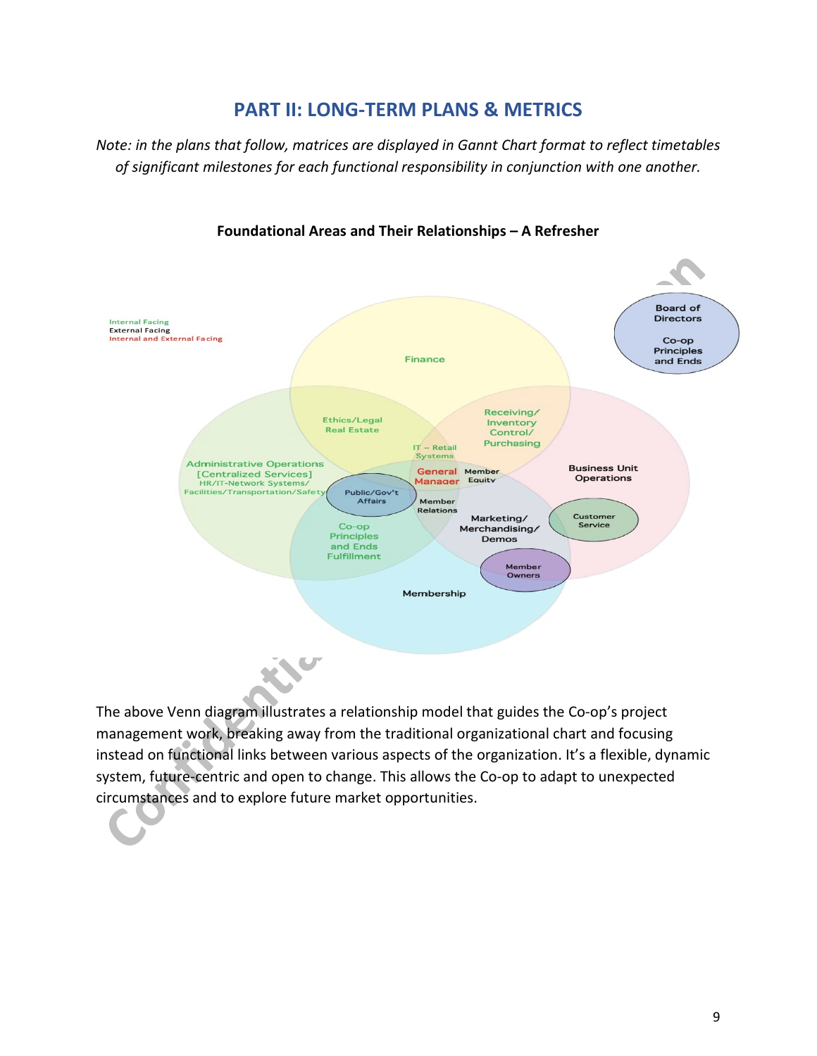## PART II: LONG-TERM PLANS & METRICS

*Note: in the plans that follow, matrices are displayed in Gannt Chart format to reflect timetables of significant milestones for each functional responsibility in conjunction with one another.*

**Foundational Areas and Their Relationships – A Refresher**

Internal Facing
External Facing
Internal and External Facing

Board of Directors

Co-op Principles and Ends

Finance

Ethics/Legal Real Estate

Receiving/ Inventory Control/ Purchasing

IT – Retail Systems

Administrative Operations [Centralized Services] HR/IT-Network Systems/ Facilities/Transportation/Safety

General Manager

Member Equity

Business Unit Operations

Public/Gov't Affairs

Member Relations

Co-op Principles and Ends Fulfillment

Marketing/ Merchandising/ Demos

Customer Service

Member Owners

Membership

The above Venn diagram illustrates a relationship model that guides the Co-op's project management work, breaking away from the traditional organizational chart and focusing instead on functional links between various aspects of the organization. It's a flexible, dynamic system, future-centric and open to change. This allows the Co-op to adapt to unexpected circumstances and to explore future market opportunities.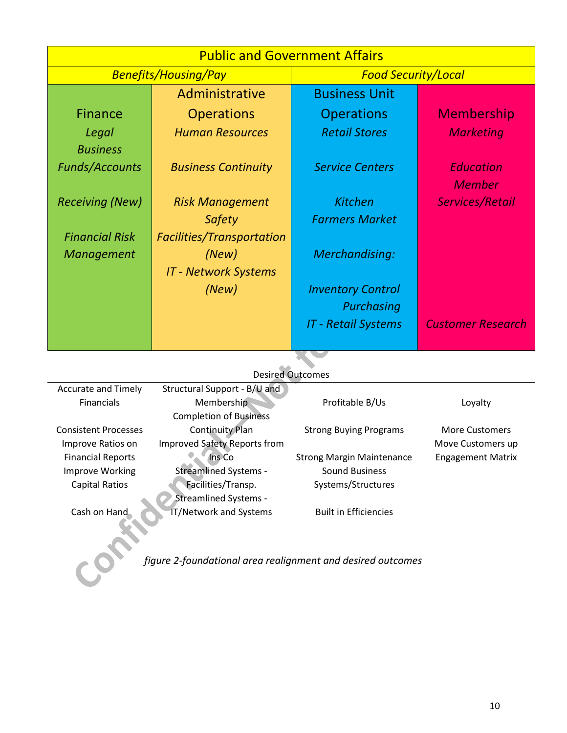| Public and Government Affairs | | | |
|---|---|---|---|
| *Benefits/Housing/Pay* | | *Food Security/Local* | |
| Finance<br>*Legal*<br>*Business Funds/Accounts*<br><br>*Receiving (New)*<br><br>*Financial Risk Management* | Administrative Operations<br>*Human Resources*<br><br>*Business Continuity*<br><br>*Risk Management*<br>*Safety*<br>*Facilities/Transportation (New)*<br>*IT - Network Systems (New)* | Business Unit Operations<br>*Retail Stores*<br><br>*Service Centers*<br><br>*Kitchen*<br>*Farmers Market*<br><br>*Merchandising:*<br><br>*Inventory Control*<br>*Purchasing*<br>*IT - Retail Systems* | Membership<br>*Marketing*<br><br>*Education*<br>*Member Services/Retail*<br><br>*Customer Research* |

Desired Outcomes

| | | | |
|---|---|---|---|
| Accurate and Timely Financials<br><br>Consistent Processes<br>Improve Ratios on Financial Reports<br>Improve Working Capital Ratios<br><br>Cash on Hand | Structural Support - B/U and Membership<br>Completion of Business Continuity Plan<br>Improved Safety Reports from Ins Co<br>Streamlined Systems - Facilities/Transp.<br>Streamlined Systems - IT/Network and Systems | Profitable B/Us<br><br>Strong Buying Programs<br><br>Strong Margin Maintenance<br>Sound Business Systems/Structures<br><br>Built in Efficiencies | Loyalty<br><br>More Customers<br>Move Customers up Engagement Matrix |

*figure 2-foundational area realignment and desired outcomes*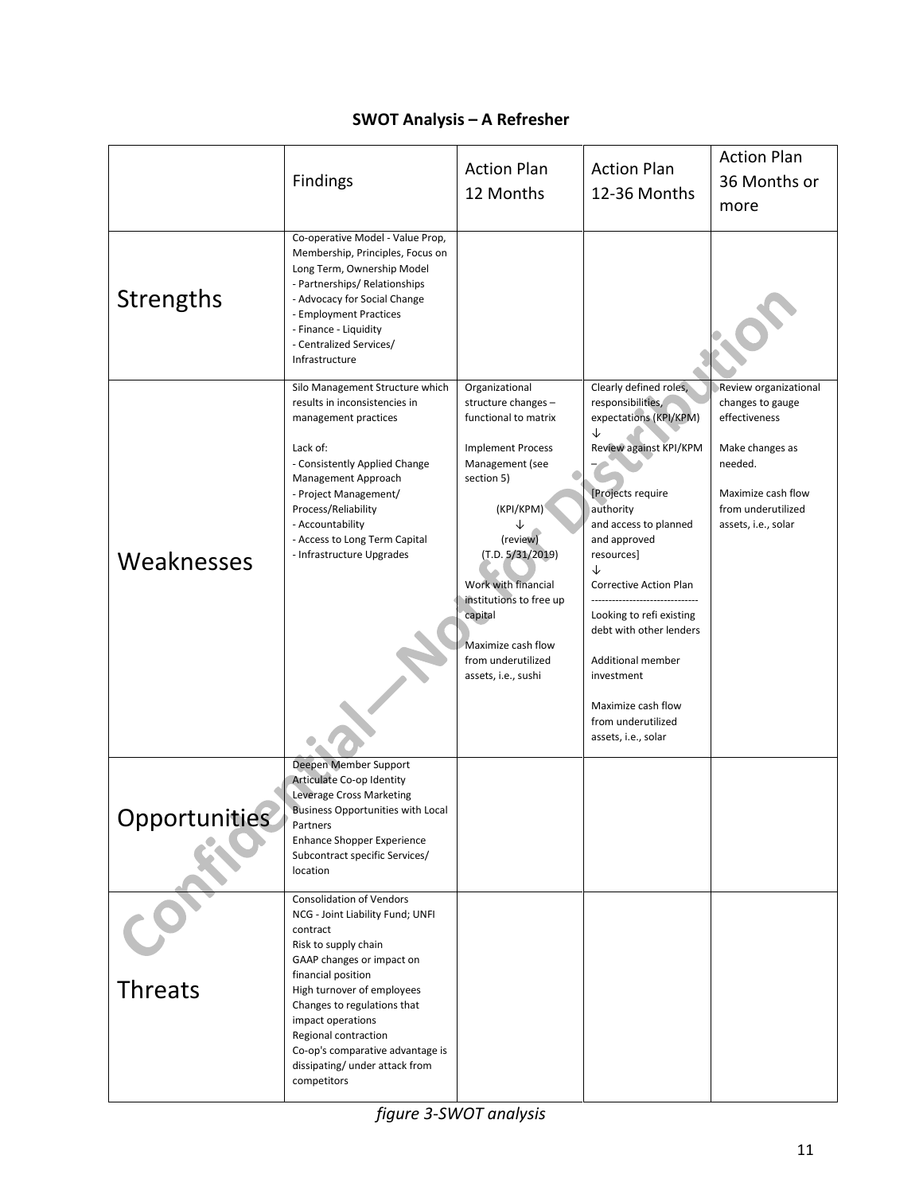## SWOT Analysis – A Refresher

| | Findings | Action Plan 12 Months | Action Plan 12-36 Months | Action Plan 36 Months or more |
|---|---|---|---|---|
| Strengths | Co-operative Model - Value Prop, Membership, Principles, Focus on Long Term, Ownership Model<br>- Partnerships/ Relationships<br>- Advocacy for Social Change<br>- Employment Practices<br>- Finance - Liquidity<br>- Centralized Services/ Infrastructure | | | |
| Weaknesses | Silo Management Structure which results in inconsistencies in management practices<br><br>Lack of:<br>- Consistently Applied Change Management Approach<br>- Project Management/ Process/Reliability<br>- Accountability<br>- Access to Long Term Capital<br>- Infrastructure Upgrades | Organizational structure changes – functional to matrix<br><br>Implement Process Management (see section 5)<br><br>(KPI/KPM)<br>↓<br>(review)<br>(T.D. 5/31/2019)<br><br>Work with financial institutions to free up capital<br><br>Maximize cash flow from underutilized assets, i.e., sushi | Clearly defined roles, responsibilities, expectations (KPI/KPM)<br>↓<br>Review against KPI/KPM<br>–<br>[Projects require authority and access to planned and approved resources]<br>↓<br>Corrective Action Plan<br>-------------------------------<br>Looking to refi existing debt with other lenders<br><br>Additional member investment<br><br>Maximize cash flow from underutilized assets, i.e., solar | Review organizational changes to gauge effectiveness<br><br>Make changes as needed.<br><br>Maximize cash flow from underutilized assets, i.e., solar |
| Opportunities | Deepen Member Support<br>Articulate Co-op Identity<br>Leverage Cross Marketing<br>Business Opportunities with Local Partners<br>Enhance Shopper Experience<br>Subcontract specific Services/ location | | | |
| Threats | Consolidation of Vendors<br>NCG - Joint Liability Fund; UNFI contract<br>Risk to supply chain<br>GAAP changes or impact on financial position<br>High turnover of employees<br>Changes to regulations that impact operations<br>Regional contraction<br>Co-op's comparative advantage is dissipating/ under attack from competitors | | | |

*figure 3-SWOT analysis*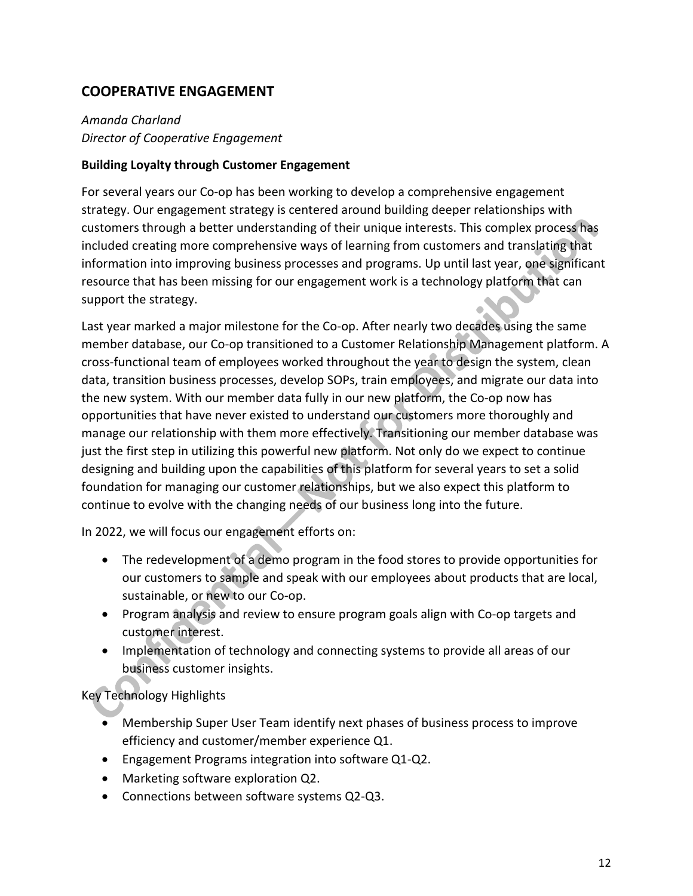## COOPERATIVE ENGAGEMENT

*Amanda Charland*
*Director of Cooperative Engagement*

**Building Loyalty through Customer Engagement**

For several years our Co-op has been working to develop a comprehensive engagement strategy. Our engagement strategy is centered around building deeper relationships with customers through a better understanding of their unique interests. This complex process has included creating more comprehensive ways of learning from customers and translating that information into improving business processes and programs. Up until last year, one significant resource that has been missing for our engagement work is a technology platform that can support the strategy.

Last year marked a major milestone for the Co-op. After nearly two decades using the same member database, our Co-op transitioned to a Customer Relationship Management platform. A cross-functional team of employees worked throughout the year to design the system, clean data, transition business processes, develop SOPs, train employees, and migrate our data into the new system. With our member data fully in our new platform, the Co-op now has opportunities that have never existed to understand our customers more thoroughly and manage our relationship with them more effectively. Transitioning our member database was just the first step in utilizing this powerful new platform. Not only do we expect to continue designing and building upon the capabilities of this platform for several years to set a solid foundation for managing our customer relationships, but we also expect this platform to continue to evolve with the changing needs of our business long into the future.

In 2022, we will focus our engagement efforts on:

- The redevelopment of a demo program in the food stores to provide opportunities for our customers to sample and speak with our employees about products that are local, sustainable, or new to our Co-op.
- Program analysis and review to ensure program goals align with Co-op targets and customer interest.
- Implementation of technology and connecting systems to provide all areas of our business customer insights.

Key Technology Highlights

- Membership Super User Team identify next phases of business process to improve efficiency and customer/member experience Q1.
- Engagement Programs integration into software Q1-Q2.
- Marketing software exploration Q2.
- Connections between software systems Q2-Q3.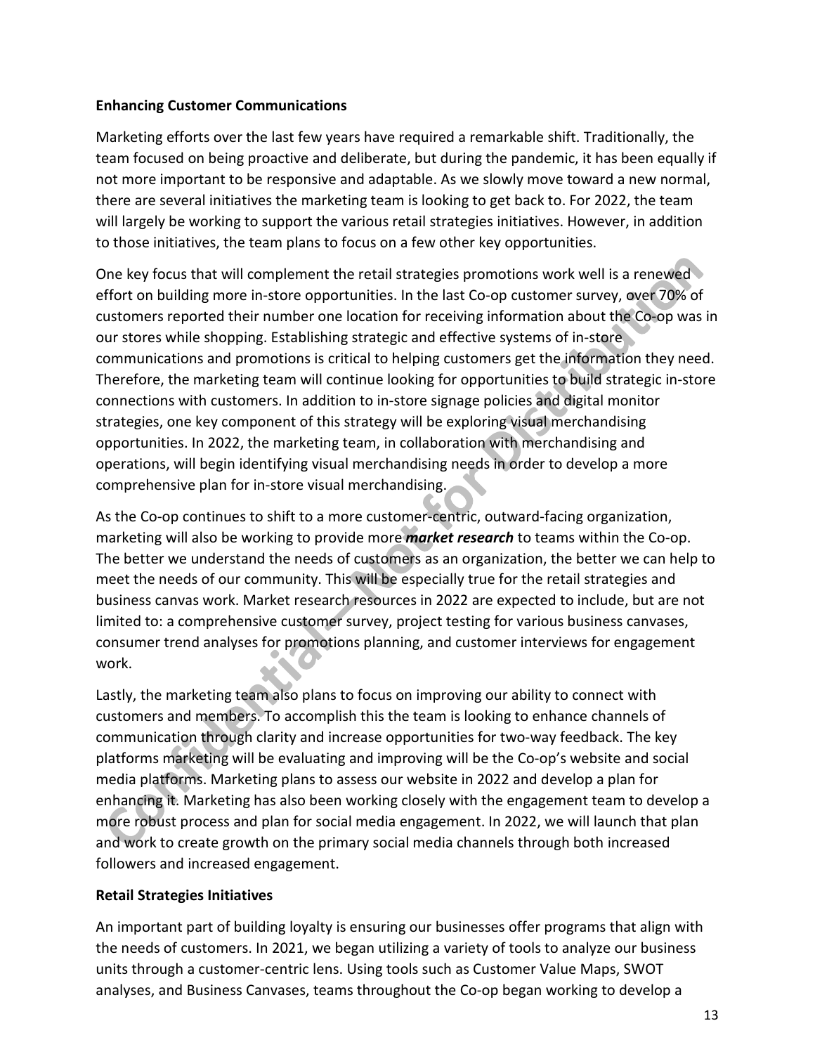**Enhancing Customer Communications**

Marketing efforts over the last few years have required a remarkable shift. Traditionally, the team focused on being proactive and deliberate, but during the pandemic, it has been equally if not more important to be responsive and adaptable. As we slowly move toward a new normal, there are several initiatives the marketing team is looking to get back to. For 2022, the team will largely be working to support the various retail strategies initiatives. However, in addition to those initiatives, the team plans to focus on a few other key opportunities.

One key focus that will complement the retail strategies promotions work well is a renewed effort on building more in-store opportunities. In the last Co-op customer survey, over 70% of customers reported their number one location for receiving information about the Co-op was in our stores while shopping. Establishing strategic and effective systems of in-store communications and promotions is critical to helping customers get the information they need. Therefore, the marketing team will continue looking for opportunities to build strategic in-store connections with customers. In addition to in-store signage policies and digital monitor strategies, one key component of this strategy will be exploring visual merchandising opportunities. In 2022, the marketing team, in collaboration with merchandising and operations, will begin identifying visual merchandising needs in order to develop a more comprehensive plan for in-store visual merchandising.

As the Co-op continues to shift to a more customer-centric, outward-facing organization, marketing will also be working to provide more ***market research*** to teams within the Co-op. The better we understand the needs of customers as an organization, the better we can help to meet the needs of our community. This will be especially true for the retail strategies and business canvas work. Market research resources in 2022 are expected to include, but are not limited to: a comprehensive customer survey, project testing for various business canvases, consumer trend analyses for promotions planning, and customer interviews for engagement work.

Lastly, the marketing team also plans to focus on improving our ability to connect with customers and members. To accomplish this the team is looking to enhance channels of communication through clarity and increase opportunities for two-way feedback. The key platforms marketing will be evaluating and improving will be the Co-op's website and social media platforms. Marketing plans to assess our website in 2022 and develop a plan for enhancing it. Marketing has also been working closely with the engagement team to develop a more robust process and plan for social media engagement. In 2022, we will launch that plan and work to create growth on the primary social media channels through both increased followers and increased engagement.

**Retail Strategies Initiatives**

An important part of building loyalty is ensuring our businesses offer programs that align with the needs of customers. In 2021, we began utilizing a variety of tools to analyze our business units through a customer-centric lens. Using tools such as Customer Value Maps, SWOT analyses, and Business Canvases, teams throughout the Co-op began working to develop a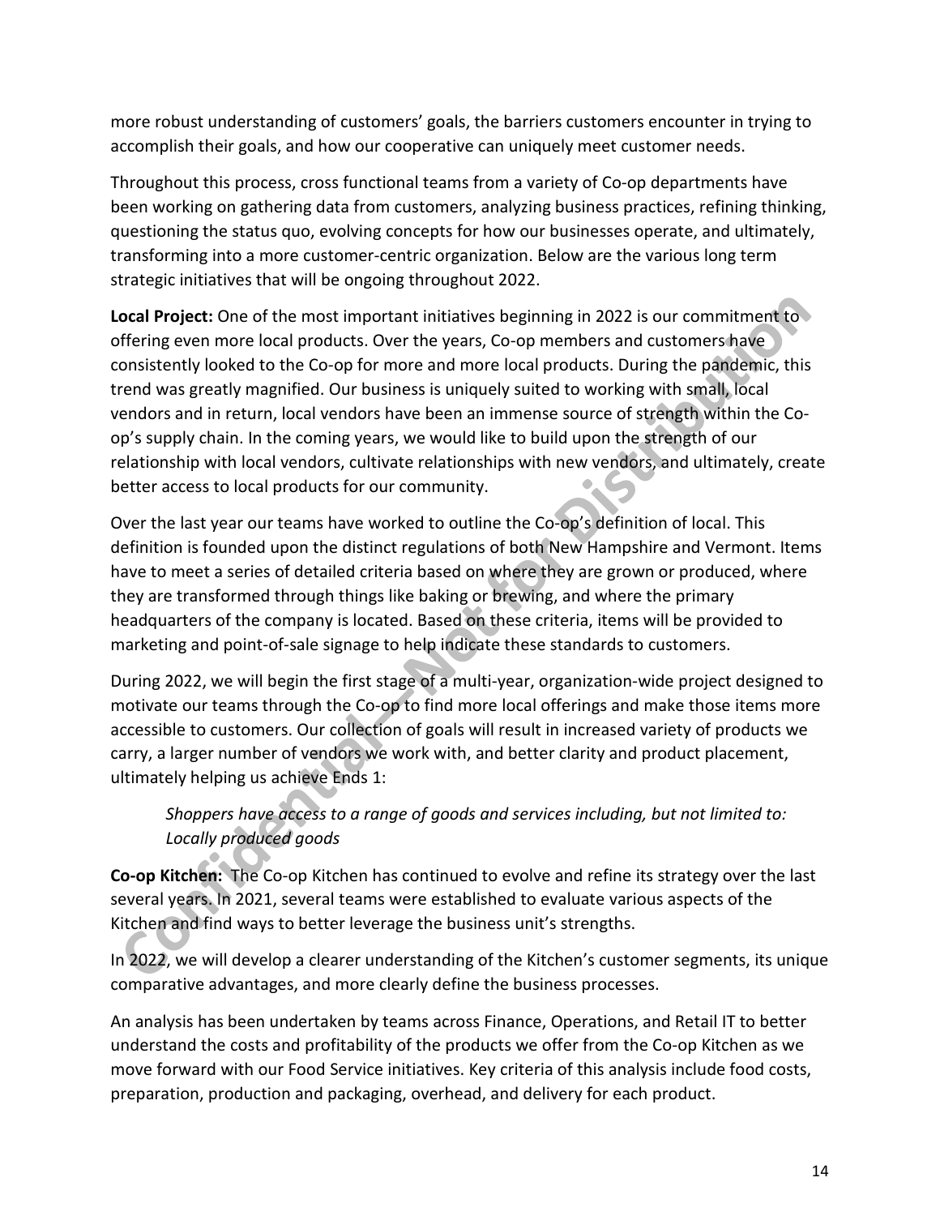more robust understanding of customers' goals, the barriers customers encounter in trying to accomplish their goals, and how our cooperative can uniquely meet customer needs.

Throughout this process, cross functional teams from a variety of Co-op departments have been working on gathering data from customers, analyzing business practices, refining thinking, questioning the status quo, evolving concepts for how our businesses operate, and ultimately, transforming into a more customer-centric organization. Below are the various long term strategic initiatives that will be ongoing throughout 2022.

**Local Project:** One of the most important initiatives beginning in 2022 is our commitment to offering even more local products. Over the years, Co-op members and customers have consistently looked to the Co-op for more and more local products. During the pandemic, this trend was greatly magnified. Our business is uniquely suited to working with small, local vendors and in return, local vendors have been an immense source of strength within the Co-op's supply chain. In the coming years, we would like to build upon the strength of our relationship with local vendors, cultivate relationships with new vendors, and ultimately, create better access to local products for our community.

Over the last year our teams have worked to outline the Co-op's definition of local. This definition is founded upon the distinct regulations of both New Hampshire and Vermont. Items have to meet a series of detailed criteria based on where they are grown or produced, where they are transformed through things like baking or brewing, and where the primary headquarters of the company is located. Based on these criteria, items will be provided to marketing and point-of-sale signage to help indicate these standards to customers.

During 2022, we will begin the first stage of a multi-year, organization-wide project designed to motivate our teams through the Co-op to find more local offerings and make those items more accessible to customers. Our collection of goals will result in increased variety of products we carry, a larger number of vendors we work with, and better clarity and product placement, ultimately helping us achieve Ends 1:

> *Shoppers have access to a range of goods and services including, but not limited to: Locally produced goods*

**Co-op Kitchen:** The Co-op Kitchen has continued to evolve and refine its strategy over the last several years. In 2021, several teams were established to evaluate various aspects of the Kitchen and find ways to better leverage the business unit's strengths.

In 2022, we will develop a clearer understanding of the Kitchen's customer segments, its unique comparative advantages, and more clearly define the business processes.

An analysis has been undertaken by teams across Finance, Operations, and Retail IT to better understand the costs and profitability of the products we offer from the Co-op Kitchen as we move forward with our Food Service initiatives. Key criteria of this analysis include food costs, preparation, production and packaging, overhead, and delivery for each product.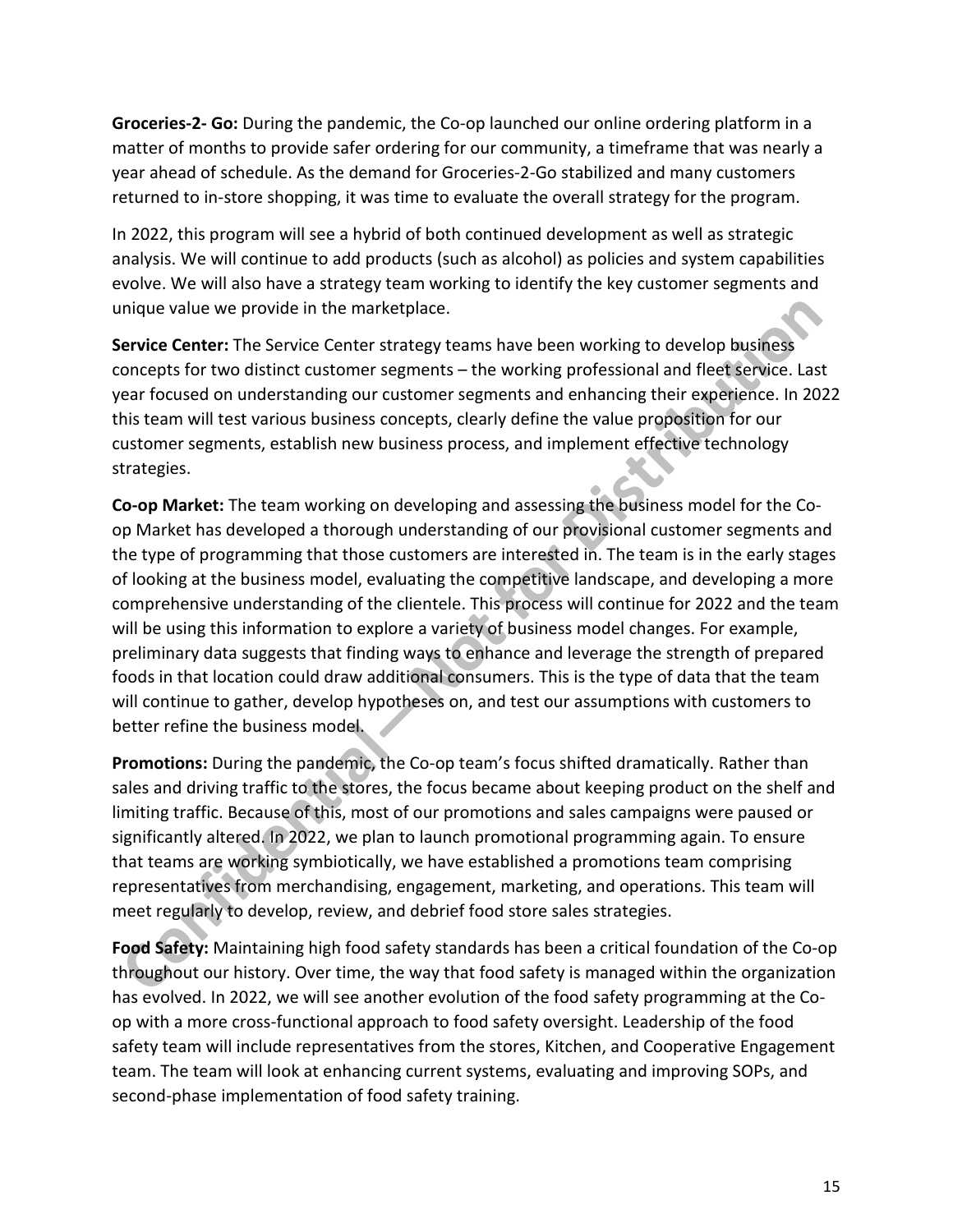**Groceries-2- Go:** During the pandemic, the Co-op launched our online ordering platform in a matter of months to provide safer ordering for our community, a timeframe that was nearly a year ahead of schedule. As the demand for Groceries-2-Go stabilized and many customers returned to in-store shopping, it was time to evaluate the overall strategy for the program.

In 2022, this program will see a hybrid of both continued development as well as strategic analysis. We will continue to add products (such as alcohol) as policies and system capabilities evolve. We will also have a strategy team working to identify the key customer segments and unique value we provide in the marketplace.

**Service Center:** The Service Center strategy teams have been working to develop business concepts for two distinct customer segments – the working professional and fleet service. Last year focused on understanding our customer segments and enhancing their experience. In 2022 this team will test various business concepts, clearly define the value proposition for our customer segments, establish new business process, and implement effective technology strategies.

**Co-op Market:** The team working on developing and assessing the business model for the Co-op Market has developed a thorough understanding of our provisional customer segments and the type of programming that those customers are interested in. The team is in the early stages of looking at the business model, evaluating the competitive landscape, and developing a more comprehensive understanding of the clientele. This process will continue for 2022 and the team will be using this information to explore a variety of business model changes. For example, preliminary data suggests that finding ways to enhance and leverage the strength of prepared foods in that location could draw additional consumers. This is the type of data that the team will continue to gather, develop hypotheses on, and test our assumptions with customers to better refine the business model.

**Promotions:** During the pandemic, the Co-op team's focus shifted dramatically. Rather than sales and driving traffic to the stores, the focus became about keeping product on the shelf and limiting traffic. Because of this, most of our promotions and sales campaigns were paused or significantly altered. In 2022, we plan to launch promotional programming again. To ensure that teams are working symbiotically, we have established a promotions team comprising representatives from merchandising, engagement, marketing, and operations. This team will meet regularly to develop, review, and debrief food store sales strategies.

**Food Safety:** Maintaining high food safety standards has been a critical foundation of the Co-op throughout our history. Over time, the way that food safety is managed within the organization has evolved. In 2022, we will see another evolution of the food safety programming at the Co-op with a more cross-functional approach to food safety oversight. Leadership of the food safety team will include representatives from the stores, Kitchen, and Cooperative Engagement team. The team will look at enhancing current systems, evaluating and improving SOPs, and second-phase implementation of food safety training.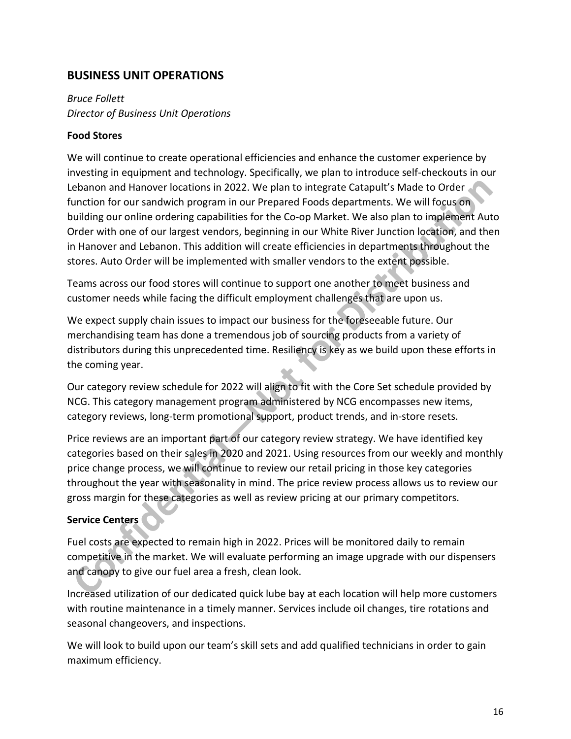## BUSINESS UNIT OPERATIONS

*Bruce Follett*
*Director of Business Unit Operations*

**Food Stores**

We will continue to create operational efficiencies and enhance the customer experience by investing in equipment and technology. Specifically, we plan to introduce self-checkouts in our Lebanon and Hanover locations in 2022. We plan to integrate Catapult's Made to Order function for our sandwich program in our Prepared Foods departments. We will focus on building our online ordering capabilities for the Co-op Market. We also plan to implement Auto Order with one of our largest vendors, beginning in our White River Junction location, and then in Hanover and Lebanon. This addition will create efficiencies in departments throughout the stores. Auto Order will be implemented with smaller vendors to the extent possible.

Teams across our food stores will continue to support one another to meet business and customer needs while facing the difficult employment challenges that are upon us.

We expect supply chain issues to impact our business for the foreseeable future. Our merchandising team has done a tremendous job of sourcing products from a variety of distributors during this unprecedented time. Resiliency is key as we build upon these efforts in the coming year.

Our category review schedule for 2022 will align to fit with the Core Set schedule provided by NCG. This category management program administered by NCG encompasses new items, category reviews, long-term promotional support, product trends, and in-store resets.

Price reviews are an important part of our category review strategy. We have identified key categories based on their sales in 2020 and 2021. Using resources from our weekly and monthly price change process, we will continue to review our retail pricing in those key categories throughout the year with seasonality in mind. The price review process allows us to review our gross margin for these categories as well as review pricing at our primary competitors.

**Service Centers**

Fuel costs are expected to remain high in 2022. Prices will be monitored daily to remain competitive in the market. We will evaluate performing an image upgrade with our dispensers and canopy to give our fuel area a fresh, clean look.

Increased utilization of our dedicated quick lube bay at each location will help more customers with routine maintenance in a timely manner. Services include oil changes, tire rotations and seasonal changeovers, and inspections.

We will look to build upon our team's skill sets and add qualified technicians in order to gain maximum efficiency.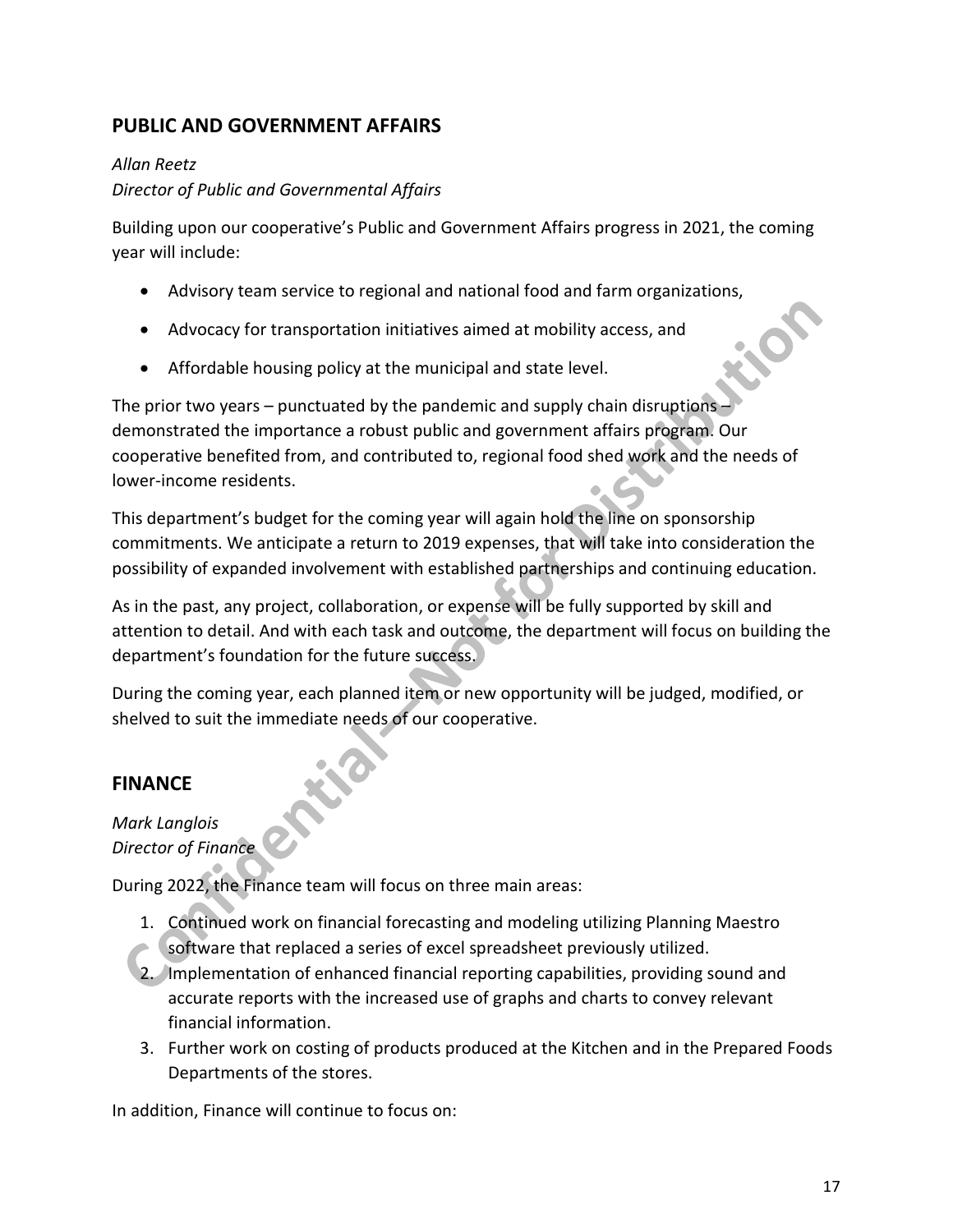## PUBLIC AND GOVERNMENT AFFAIRS

*Allan Reetz*
*Director of Public and Governmental Affairs*

Building upon our cooperative's Public and Government Affairs progress in 2021, the coming year will include:

- Advisory team service to regional and national food and farm organizations,
- Advocacy for transportation initiatives aimed at mobility access, and
- Affordable housing policy at the municipal and state level.

The prior two years – punctuated by the pandemic and supply chain disruptions – demonstrated the importance a robust public and government affairs program. Our cooperative benefited from, and contributed to, regional food shed work and the needs of lower-income residents.

This department's budget for the coming year will again hold the line on sponsorship commitments. We anticipate a return to 2019 expenses, that will take into consideration the possibility of expanded involvement with established partnerships and continuing education.

As in the past, any project, collaboration, or expense will be fully supported by skill and attention to detail. And with each task and outcome, the department will focus on building the department's foundation for the future success.

During the coming year, each planned item or new opportunity will be judged, modified, or shelved to suit the immediate needs of our cooperative.

## FINANCE

*Mark Langlois*
*Director of Finance*

During 2022, the Finance team will focus on three main areas:

1. Continued work on financial forecasting and modeling utilizing Planning Maestro software that replaced a series of excel spreadsheet previously utilized.
2. Implementation of enhanced financial reporting capabilities, providing sound and accurate reports with the increased use of graphs and charts to convey relevant financial information.
3. Further work on costing of products produced at the Kitchen and in the Prepared Foods Departments of the stores.

In addition, Finance will continue to focus on: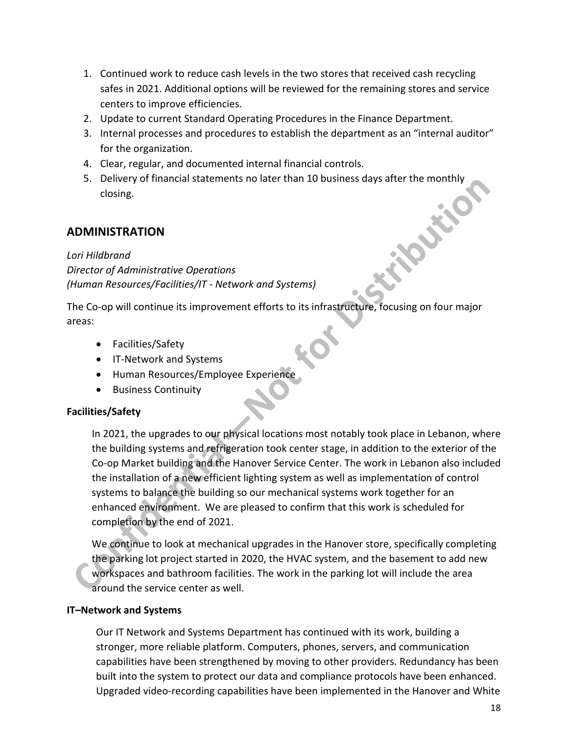1. Continued work to reduce cash levels in the two stores that received cash recycling safes in 2021. Additional options will be reviewed for the remaining stores and service centers to improve efficiencies.
2. Update to current Standard Operating Procedures in the Finance Department.
3. Internal processes and procedures to establish the department as an "internal auditor" for the organization.
4. Clear, regular, and documented internal financial controls.
5. Delivery of financial statements no later than 10 business days after the monthly closing.

## ADMINISTRATION

*Lori Hildbrand*
*Director of Administrative Operations*
*(Human Resources/Facilities/IT - Network and Systems)*

The Co-op will continue its improvement efforts to its infrastructure, focusing on four major areas:

- Facilities/Safety
- IT-Network and Systems
- Human Resources/Employee Experience
- Business Continuity

### Facilities/Safety

In 2021, the upgrades to our physical locations most notably took place in Lebanon, where the building systems and refrigeration took center stage, in addition to the exterior of the Co-op Market building and the Hanover Service Center. The work in Lebanon also included the installation of a new efficient lighting system as well as implementation of control systems to balance the building so our mechanical systems work together for an enhanced environment. We are pleased to confirm that this work is scheduled for completion by the end of 2021.

We continue to look at mechanical upgrades in the Hanover store, specifically completing the parking lot project started in 2020, the HVAC system, and the basement to add new workspaces and bathroom facilities. The work in the parking lot will include the area around the service center as well.

### IT–Network and Systems

Our IT Network and Systems Department has continued with its work, building a stronger, more reliable platform. Computers, phones, servers, and communication capabilities have been strengthened by moving to other providers. Redundancy has been built into the system to protect our data and compliance protocols have been enhanced. Upgraded video-recording capabilities have been implemented in the Hanover and White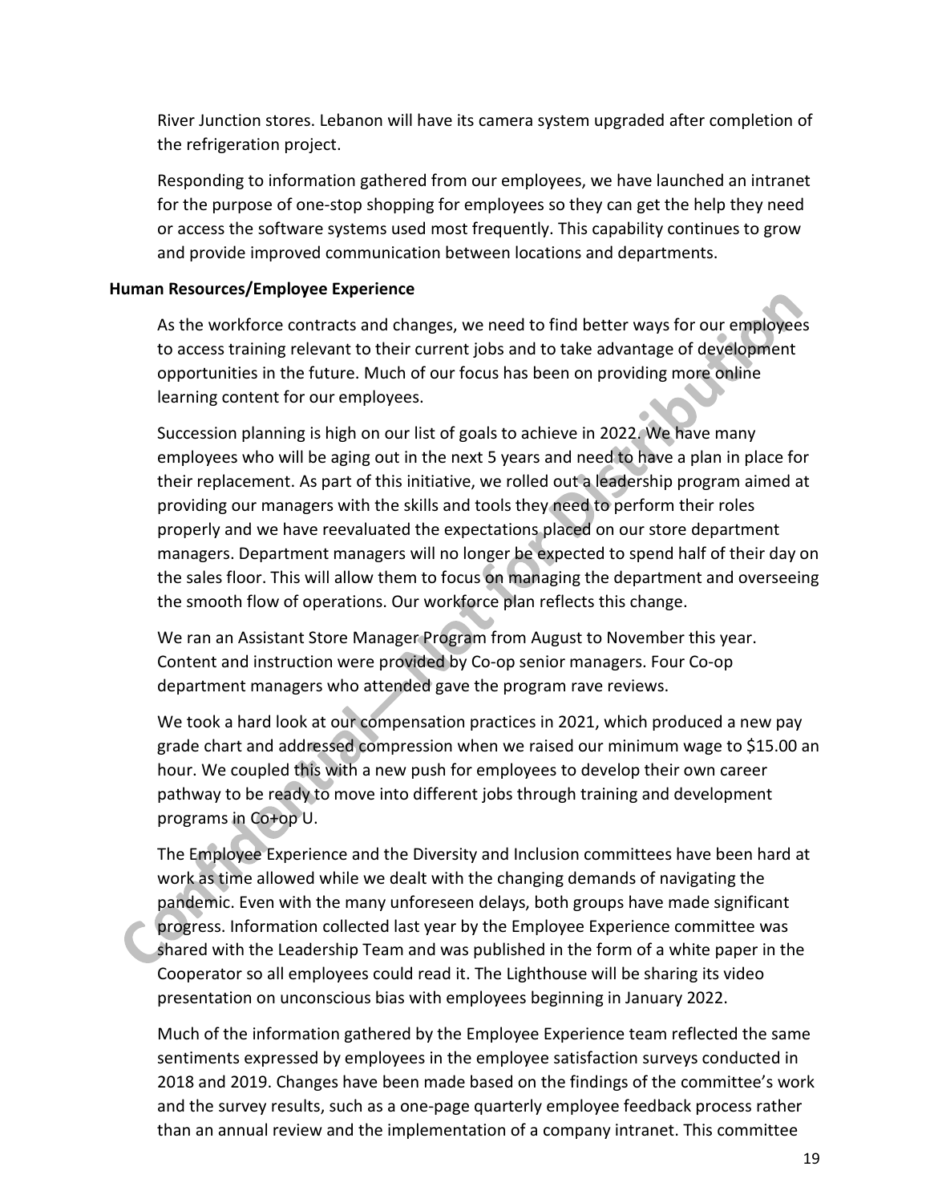River Junction stores. Lebanon will have its camera system upgraded after completion of the refrigeration project.

Responding to information gathered from our employees, we have launched an intranet for the purpose of one-stop shopping for employees so they can get the help they need or access the software systems used most frequently. This capability continues to grow and provide improved communication between locations and departments.

**Human Resources/Employee Experience**

As the workforce contracts and changes, we need to find better ways for our employees to access training relevant to their current jobs and to take advantage of development opportunities in the future. Much of our focus has been on providing more online learning content for our employees.

Succession planning is high on our list of goals to achieve in 2022. We have many employees who will be aging out in the next 5 years and need to have a plan in place for their replacement. As part of this initiative, we rolled out a leadership program aimed at providing our managers with the skills and tools they need to perform their roles properly and we have reevaluated the expectations placed on our store department managers. Department managers will no longer be expected to spend half of their day on the sales floor. This will allow them to focus on managing the department and overseeing the smooth flow of operations. Our workforce plan reflects this change.

We ran an Assistant Store Manager Program from August to November this year. Content and instruction were provided by Co-op senior managers. Four Co-op department managers who attended gave the program rave reviews.

We took a hard look at our compensation practices in 2021, which produced a new pay grade chart and addressed compression when we raised our minimum wage to $15.00 an hour. We coupled this with a new push for employees to develop their own career pathway to be ready to move into different jobs through training and development programs in Co+op U.

The Employee Experience and the Diversity and Inclusion committees have been hard at work as time allowed while we dealt with the changing demands of navigating the pandemic. Even with the many unforeseen delays, both groups have made significant progress. Information collected last year by the Employee Experience committee was shared with the Leadership Team and was published in the form of a white paper in the Cooperator so all employees could read it. The Lighthouse will be sharing its video presentation on unconscious bias with employees beginning in January 2022.

Much of the information gathered by the Employee Experience team reflected the same sentiments expressed by employees in the employee satisfaction surveys conducted in 2018 and 2019. Changes have been made based on the findings of the committee's work and the survey results, such as a one-page quarterly employee feedback process rather than an annual review and the implementation of a company intranet. This committee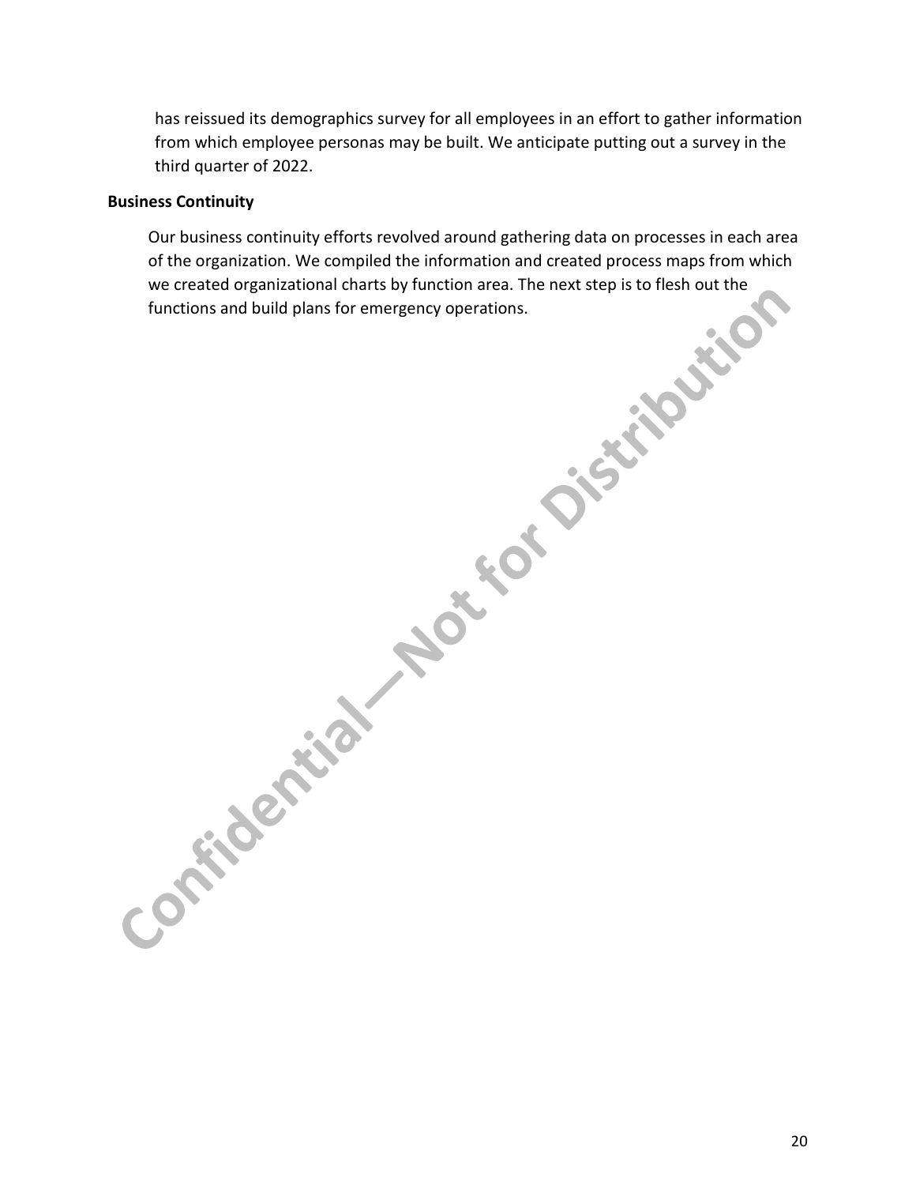has reissued its demographics survey for all employees in an effort to gather information from which employee personas may be built. We anticipate putting out a survey in the third quarter of 2022.

**Business Continuity**

Our business continuity efforts revolved around gathering data on processes in each area of the organization. We compiled the information and created process maps from which we created organizational charts by function area. The next step is to flesh out the functions and build plans for emergency operations.

Confidential—Not for Distribution